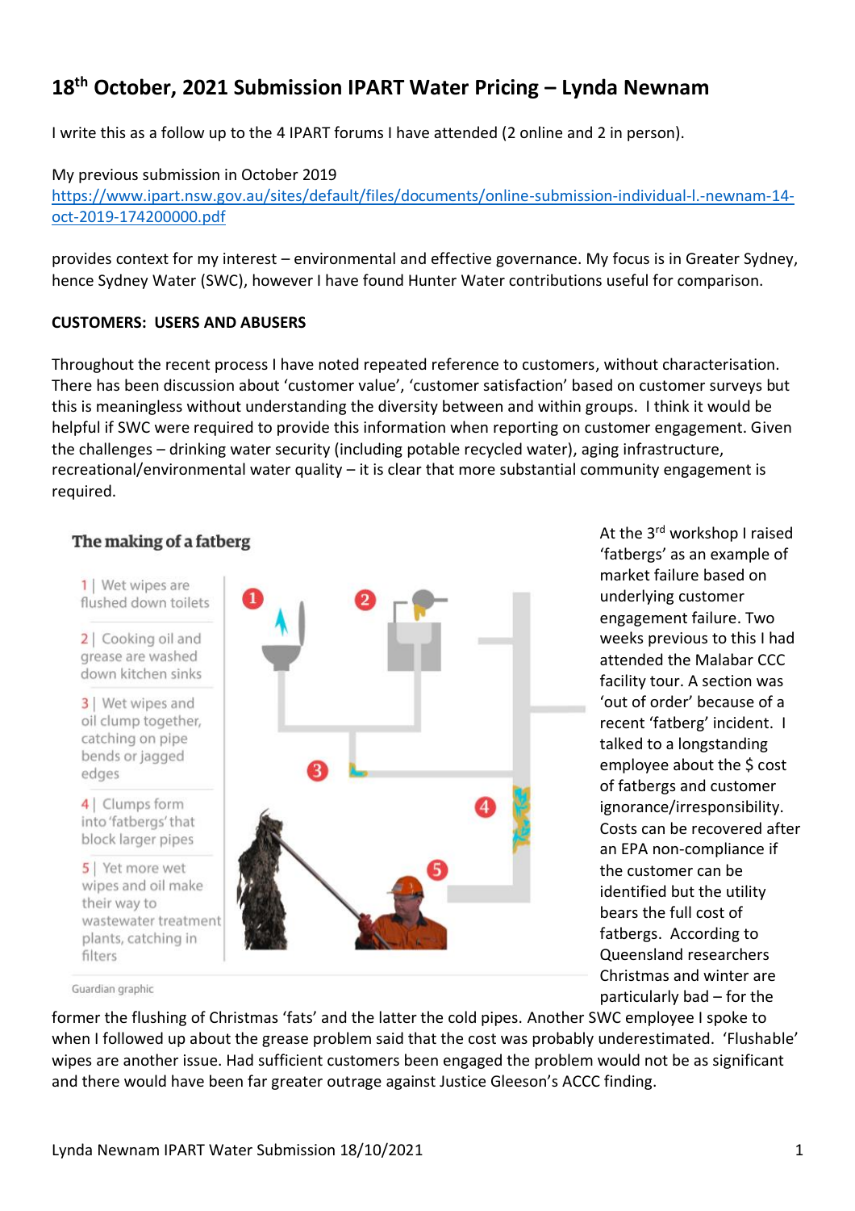# 18th October, 2021 Submission IPART Water Pricing – Lynda Newnam

I write this as a follow up to the 4 IPART forums I have attended (2 online and 2 in person).

My previous submission in October 2019
https://www.ipart.nsw.gov.au/sites/default/files/documents/online-submission-individual-l.-newnam-14-oct-2019-174200000.pdf

provides context for my interest – environmental and effective governance. My focus is in Greater Sydney, hence Sydney Water (SWC), however I have found Hunter Water contributions useful for comparison.

**CUSTOMERS: USERS AND ABUSERS**

Throughout the recent process I have noted repeated reference to customers, without characterisation. There has been discussion about 'customer value', 'customer satisfaction' based on customer surveys but this is meaningless without understanding the diversity between and within groups. I think it would be helpful if SWC were required to provide this information when reporting on customer engagement. Given the challenges – drinking water security (including potable recycled water), aging infrastructure, recreational/environmental water quality – it is clear that more substantial community engagement is required.

**The making of a fatberg**

1 | Wet wipes are flushed down toilets

2 | Cooking oil and grease are washed down kitchen sinks

3 | Wet wipes and oil clump together, catching on pipe bends or jagged edges

4 | Clumps form into 'fatbergs' that block larger pipes

5 | Yet more wet wipes and oil make their way to wastewater treatment plants, catching in filters

Guardian graphic

At the 3rd workshop I raised 'fatbergs' as an example of market failure based on underlying customer engagement failure. Two weeks previous to this I had attended the Malabar CCC facility tour. A section was 'out of order' because of a recent 'fatberg' incident. I talked to a longstanding employee about the $ cost of fatbergs and customer ignorance/irresponsibility. Costs can be recovered after an EPA non-compliance if the customer can be identified but the utility bears the full cost of fatbergs. According to Queensland researchers Christmas and winter are particularly bad – for the former the flushing of Christmas 'fats' and the latter the cold pipes. Another SWC employee I spoke to when I followed up about the grease problem said that the cost was probably underestimated. 'Flushable' wipes are another issue. Had sufficient customers been engaged the problem would not be as significant and there would have been far greater outrage against Justice Gleeson's ACCC finding.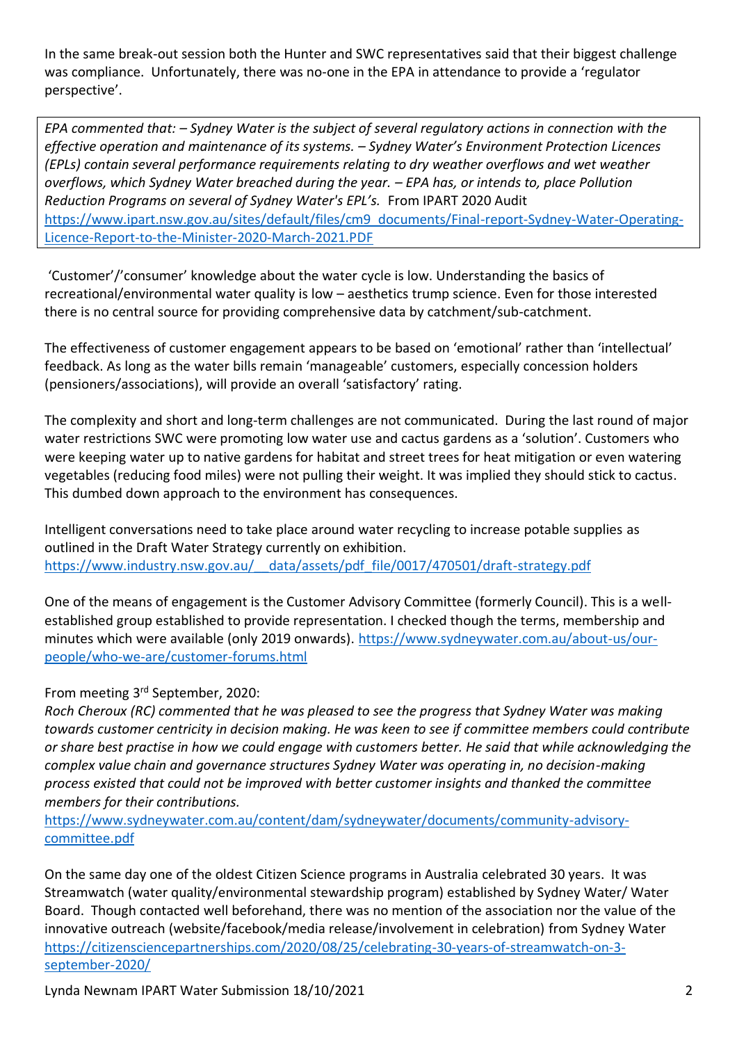In the same break-out session both the Hunter and SWC representatives said that their biggest challenge was compliance. Unfortunately, there was no-one in the EPA in attendance to provide a 'regulator perspective'.

*EPA commented that: – Sydney Water is the subject of several regulatory actions in connection with the effective operation and maintenance of its systems. – Sydney Water's Environment Protection Licences (EPLs) contain several performance requirements relating to dry weather overflows and wet weather overflows, which Sydney Water breached during the year. – EPA has, or intends to, place Pollution Reduction Programs on several of Sydney Water's EPL's.* From IPART 2020 Audit https://www.ipart.nsw.gov.au/sites/default/files/cm9_documents/Final-report-Sydney-Water-Operating-Licence-Report-to-the-Minister-2020-March-2021.PDF

'Customer'/'consumer' knowledge about the water cycle is low. Understanding the basics of recreational/environmental water quality is low – aesthetics trump science. Even for those interested there is no central source for providing comprehensive data by catchment/sub-catchment.

The effectiveness of customer engagement appears to be based on 'emotional' rather than 'intellectual' feedback. As long as the water bills remain 'manageable' customers, especially concession holders (pensioners/associations), will provide an overall 'satisfactory' rating.

The complexity and short and long-term challenges are not communicated. During the last round of major water restrictions SWC were promoting low water use and cactus gardens as a 'solution'. Customers who were keeping water up to native gardens for habitat and street trees for heat mitigation or even watering vegetables (reducing food miles) were not pulling their weight. It was implied they should stick to cactus. This dumbed down approach to the environment has consequences.

Intelligent conversations need to take place around water recycling to increase potable supplies as outlined in the Draft Water Strategy currently on exhibition. https://www.industry.nsw.gov.au/__data/assets/pdf_file/0017/470501/draft-strategy.pdf

One of the means of engagement is the Customer Advisory Committee (formerly Council). This is a well-established group established to provide representation. I checked though the terms, membership and minutes which were available (only 2019 onwards). https://www.sydneywater.com.au/about-us/our-people/who-we-are/customer-forums.html

From meeting 3rd September, 2020:
*Roch Cheroux (RC) commented that he was pleased to see the progress that Sydney Water was making towards customer centricity in decision making. He was keen to see if committee members could contribute or share best practise in how we could engage with customers better. He said that while acknowledging the complex value chain and governance structures Sydney Water was operating in, no decision-making process existed that could not be improved with better customer insights and thanked the committee members for their contributions.*
https://www.sydneywater.com.au/content/dam/sydneywater/documents/community-advisory-committee.pdf

On the same day one of the oldest Citizen Science programs in Australia celebrated 30 years. It was Streamwatch (water quality/environmental stewardship program) established by Sydney Water/ Water Board. Though contacted well beforehand, there was no mention of the association nor the value of the innovative outreach (website/facebook/media release/involvement in celebration) from Sydney Water https://citizensciencepartnerships.com/2020/08/25/celebrating-30-years-of-streamwatch-on-3-september-2020/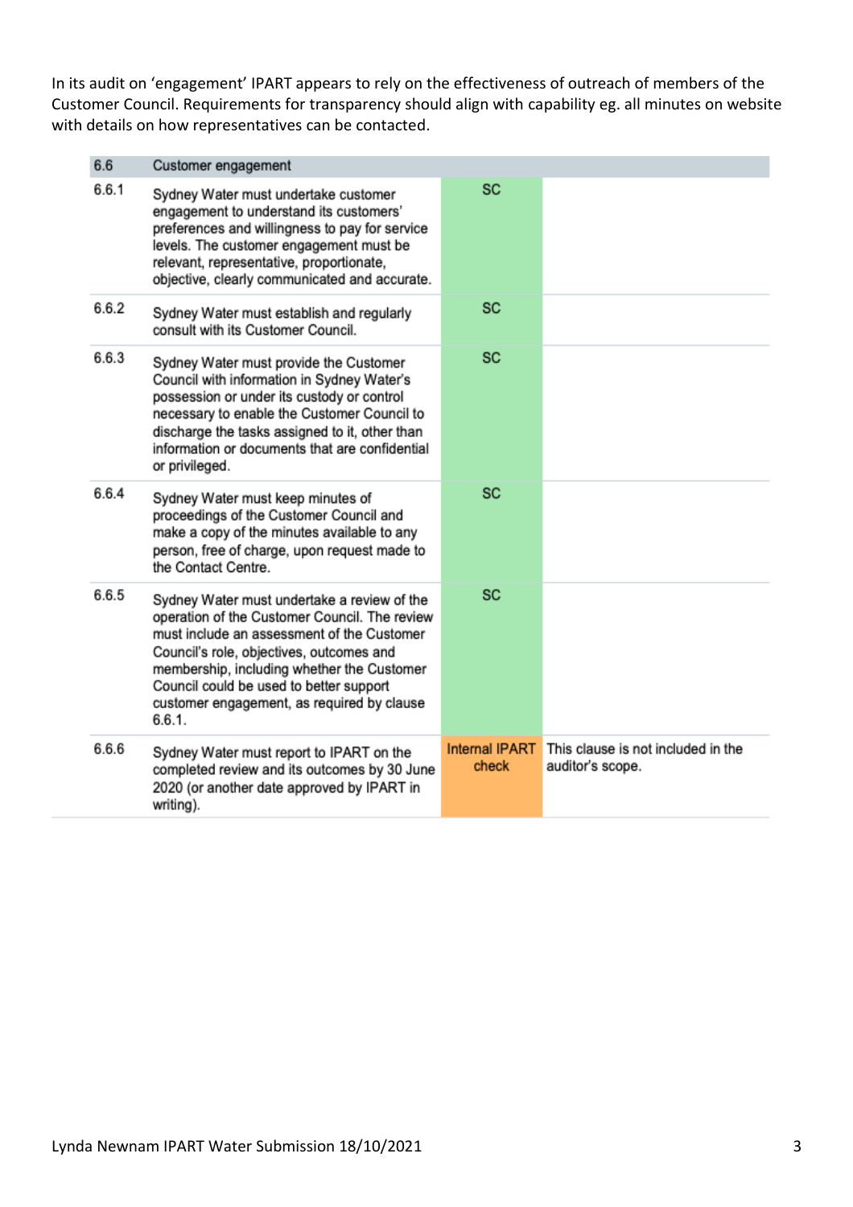In its audit on 'engagement' IPART appears to rely on the effectiveness of outreach of members of the Customer Council. Requirements for transparency should align with capability eg. all minutes on website with details on how representatives can be contacted.

| 6.6 | Customer engagement | | |
|---|---|---|---|
| 6.6.1 | Sydney Water must undertake customer engagement to understand its customers' preferences and willingness to pay for service levels. The customer engagement must be relevant, representative, proportionate, objective, clearly communicated and accurate. | SC | |
| 6.6.2 | Sydney Water must establish and regularly consult with its Customer Council. | SC | |
| 6.6.3 | Sydney Water must provide the Customer Council with information in Sydney Water's possession or under its custody or control necessary to enable the Customer Council to discharge the tasks assigned to it, other than information or documents that are confidential or privileged. | SC | |
| 6.6.4 | Sydney Water must keep minutes of proceedings of the Customer Council and make a copy of the minutes available to any person, free of charge, upon request made to the Contact Centre. | SC | |
| 6.6.5 | Sydney Water must undertake a review of the operation of the Customer Council. The review must include an assessment of the Customer Council's role, objectives, outcomes and membership, including whether the Customer Council could be used to better support customer engagement, as required by clause 6.6.1. | SC | |
| 6.6.6 | Sydney Water must report to IPART on the completed review and its outcomes by 30 June 2020 (or another date approved by IPART in writing). | Internal IPART check | This clause is not included in the auditor's scope. |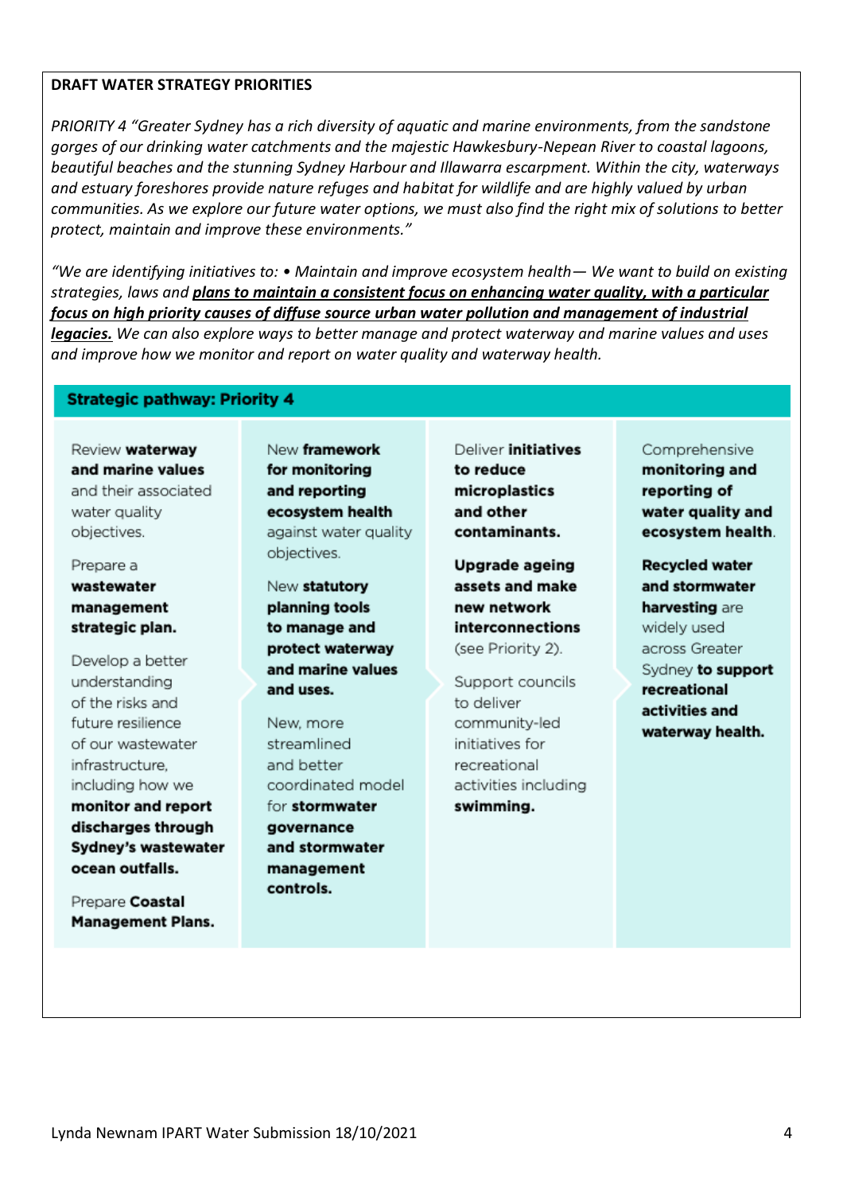**DRAFT WATER STRATEGY PRIORITIES**

*PRIORITY 4 "Greater Sydney has a rich diversity of aquatic and marine environments, from the sandstone gorges of our drinking water catchments and the majestic Hawkesbury-Nepean River to coastal lagoons, beautiful beaches and the stunning Sydney Harbour and Illawarra escarpment. Within the city, waterways and estuary foreshores provide nature refuges and habitat for wildlife and are highly valued by urban communities. As we explore our future water options, we must also find the right mix of solutions to better protect, maintain and improve these environments."*

*"We are identifying initiatives to: • Maintain and improve ecosystem health— We want to build on existing strategies, laws and* ***plans to maintain a consistent focus on enhancing water quality, with a particular focus on high priority causes of diffuse source urban water pollution and management of industrial legacies.*** *We can also explore ways to better manage and protect waterway and marine values and uses and improve how we monitor and report on water quality and waterway health.*

**Strategic pathway: Priority 4**

| | | | |
|---|---|---|---|
| Review **waterway and marine values** and their associated water quality objectives.<br><br>Prepare a **wastewater management strategic plan.**<br><br>Develop a better understanding of the risks and future resilience of our wastewater infrastructure, including how we **monitor and report discharges through Sydney's wastewater ocean outfalls.**<br><br>Prepare **Coastal Management Plans.** | New **framework for monitoring and reporting ecosystem health** against water quality objectives.<br><br>New **statutory planning tools to manage and protect waterway and marine values and uses.**<br><br>New, more streamlined and better coordinated model for **stormwater governance and stormwater management controls.** | Deliver **initiatives to reduce microplastics and other contaminants.**<br><br>**Upgrade ageing assets and make new network interconnections** (see Priority 2).<br><br>Support councils to deliver community-led initiatives for recreational activities including **swimming.** | Comprehensive **monitoring and reporting of water quality and ecosystem health.**<br><br>**Recycled water and stormwater harvesting** are widely used across Greater Sydney **to support recreational activities and waterway health.** |

Lynda Newnam IPART Water Submission 18/10/2021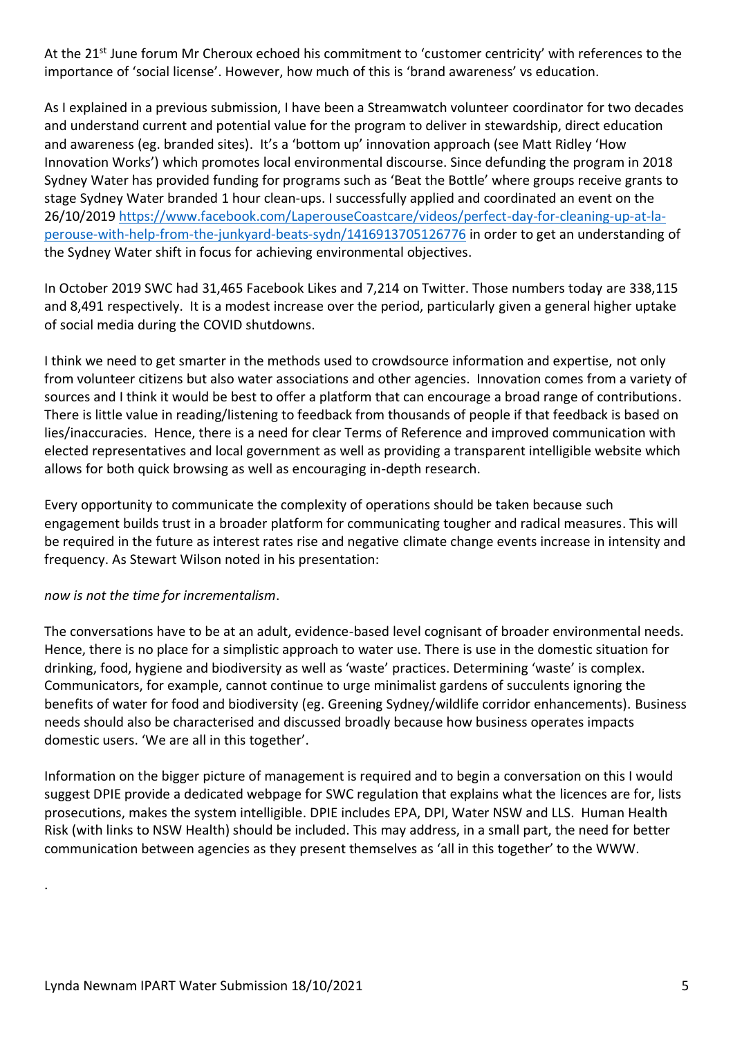At the 21st June forum Mr Cheroux echoed his commitment to 'customer centricity' with references to the importance of 'social license'. However, how much of this is 'brand awareness' vs education.

As I explained in a previous submission, I have been a Streamwatch volunteer coordinator for two decades and understand current and potential value for the program to deliver in stewardship, direct education and awareness (eg. branded sites). It's a 'bottom up' innovation approach (see Matt Ridley 'How Innovation Works') which promotes local environmental discourse. Since defunding the program in 2018 Sydney Water has provided funding for programs such as 'Beat the Bottle' where groups receive grants to stage Sydney Water branded 1 hour clean-ups. I successfully applied and coordinated an event on the 26/10/2019 [https://www.facebook.com/LaperouseCoastcare/videos/perfect-day-for-cleaning-up-at-la-perouse-with-help-from-the-junkyard-beats-sydn/1416913705126776](https://www.facebook.com/LaperouseCoastcare/videos/perfect-day-for-cleaning-up-at-la-perouse-with-help-from-the-junkyard-beats-sydn/1416913705126776) in order to get an understanding of the Sydney Water shift in focus for achieving environmental objectives.

In October 2019 SWC had 31,465 Facebook Likes and 7,214 on Twitter. Those numbers today are 338,115 and 8,491 respectively. It is a modest increase over the period, particularly given a general higher uptake of social media during the COVID shutdowns.

I think we need to get smarter in the methods used to crowdsource information and expertise, not only from volunteer citizens but also water associations and other agencies. Innovation comes from a variety of sources and I think it would be best to offer a platform that can encourage a broad range of contributions. There is little value in reading/listening to feedback from thousands of people if that feedback is based on lies/inaccuracies. Hence, there is a need for clear Terms of Reference and improved communication with elected representatives and local government as well as providing a transparent intelligible website which allows for both quick browsing as well as encouraging in-depth research.

Every opportunity to communicate the complexity of operations should be taken because such engagement builds trust in a broader platform for communicating tougher and radical measures. This will be required in the future as interest rates rise and negative climate change events increase in intensity and frequency. As Stewart Wilson noted in his presentation:

*now is not the time for incrementalism*.

The conversations have to be at an adult, evidence-based level cognisant of broader environmental needs. Hence, there is no place for a simplistic approach to water use. There is use in the domestic situation for drinking, food, hygiene and biodiversity as well as 'waste' practices. Determining 'waste' is complex. Communicators, for example, cannot continue to urge minimalist gardens of succulents ignoring the benefits of water for food and biodiversity (eg. Greening Sydney/wildlife corridor enhancements). Business needs should also be characterised and discussed broadly because how business operates impacts domestic users. 'We are all in this together'.

Information on the bigger picture of management is required and to begin a conversation on this I would suggest DPIE provide a dedicated webpage for SWC regulation that explains what the licences are for, lists prosecutions, makes the system intelligible. DPIE includes EPA, DPI, Water NSW and LLS. Human Health Risk (with links to NSW Health) should be included. This may address, in a small part, the need for better communication between agencies as they present themselves as 'all in this together' to the WWW.

.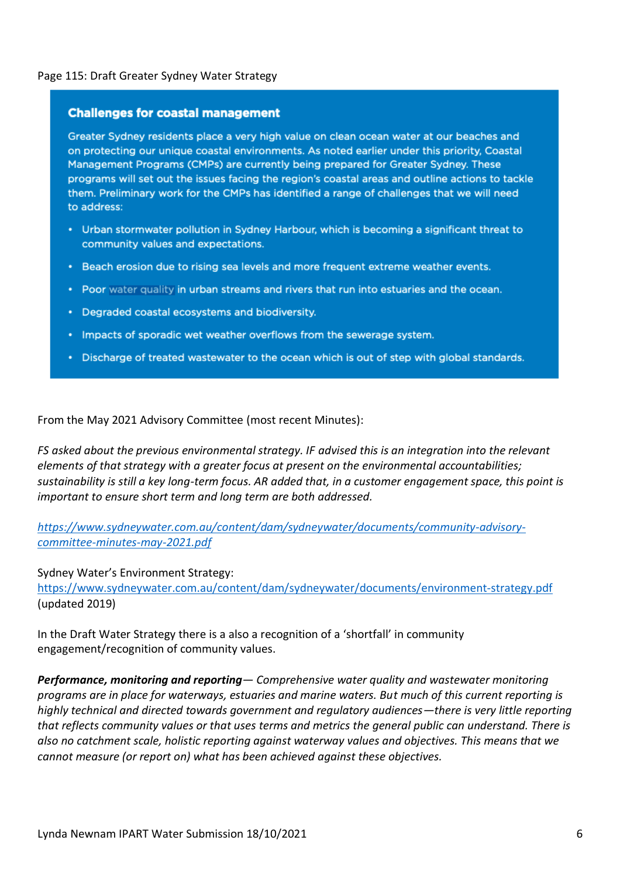Page 115: Draft Greater Sydney Water Strategy

> **Challenges for coastal management**
>
> Greater Sydney residents place a very high value on clean ocean water at our beaches and on protecting our unique coastal environments. As noted earlier under this priority, Coastal Management Programs (CMPs) are currently being prepared for Greater Sydney. These programs will set out the issues facing the region's coastal areas and outline actions to tackle them. Preliminary work for the CMPs has identified a range of challenges that we will need to address:
>
> - Urban stormwater pollution in Sydney Harbour, which is becoming a significant threat to community values and expectations.
> - Beach erosion due to rising sea levels and more frequent extreme weather events.
> - Poor water quality in urban streams and rivers that run into estuaries and the ocean.
> - Degraded coastal ecosystems and biodiversity.
> - Impacts of sporadic wet weather overflows from the sewerage system.
> - Discharge of treated wastewater to the ocean which is out of step with global standards.

From the May 2021 Advisory Committee (most recent Minutes):

*FS asked about the previous environmental strategy. IF advised this is an integration into the relevant elements of that strategy with a greater focus at present on the environmental accountabilities; sustainability is still a key long-term focus. AR added that, in a customer engagement space, this point is important to ensure short term and long term are both addressed.*

*https://www.sydneywater.com.au/content/dam/sydneywater/documents/community-advisory-committee-minutes-may-2021.pdf*

Sydney Water's Environment Strategy:
https://www.sydneywater.com.au/content/dam/sydneywater/documents/environment-strategy.pdf (updated 2019)

In the Draft Water Strategy there is a also a recognition of a 'shortfall' in community engagement/recognition of community values.

***Performance, monitoring and reporting****— Comprehensive water quality and wastewater monitoring programs are in place for waterways, estuaries and marine waters. But much of this current reporting is highly technical and directed towards government and regulatory audiences—there is very little reporting that reflects community values or that uses terms and metrics the general public can understand. There is also no catchment scale, holistic reporting against waterway values and objectives. This means that we cannot measure (or report on) what has been achieved against these objectives.*